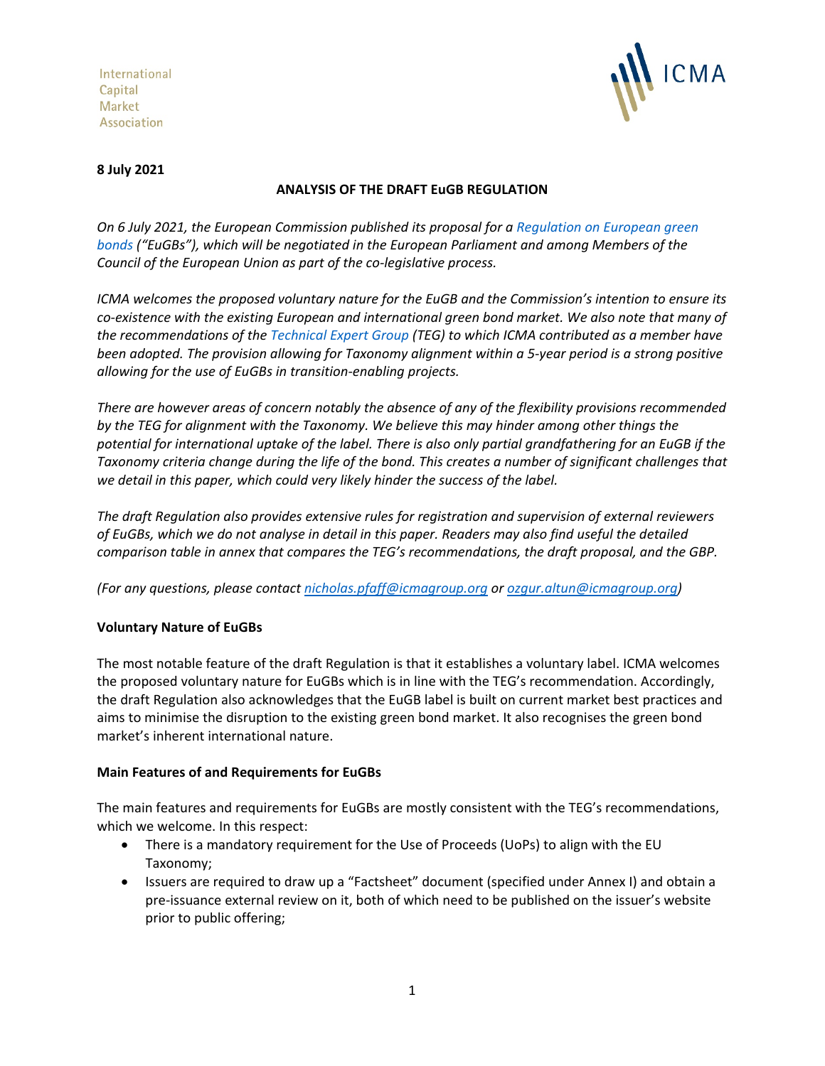International
Capital
Market
Association

ICMA

**8 July 2021**

**ANALYSIS OF THE DRAFT EuGB REGULATION**

*On 6 July 2021, the European Commission published its proposal for a Regulation on European green bonds ("EuGBs"), which will be negotiated in the European Parliament and among Members of the Council of the European Union as part of the co-legislative process.*

*ICMA welcomes the proposed voluntary nature for the EuGB and the Commission's intention to ensure its co-existence with the existing European and international green bond market. We also note that many of the recommendations of the Technical Expert Group (TEG) to which ICMA contributed as a member have been adopted. The provision allowing for Taxonomy alignment within a 5-year period is a strong positive allowing for the use of EuGBs in transition-enabling projects.*

*There are however areas of concern notably the absence of any of the flexibility provisions recommended by the TEG for alignment with the Taxonomy. We believe this may hinder among other things the potential for international uptake of the label. There is also only partial grandfathering for an EuGB if the Taxonomy criteria change during the life of the bond. This creates a number of significant challenges that we detail in this paper, which could very likely hinder the success of the label.*

*The draft Regulation also provides extensive rules for registration and supervision of external reviewers of EuGBs, which we do not analyse in detail in this paper. Readers may also find useful the detailed comparison table in annex that compares the TEG's recommendations, the draft proposal, and the GBP.*

*(For any questions, please contact nicholas.pfaff@icmagroup.org or ozgur.altun@icmagroup.org)*

**Voluntary Nature of EuGBs**

The most notable feature of the draft Regulation is that it establishes a voluntary label. ICMA welcomes the proposed voluntary nature for EuGBs which is in line with the TEG's recommendation. Accordingly, the draft Regulation also acknowledges that the EuGB label is built on current market best practices and aims to minimise the disruption to the existing green bond market. It also recognises the green bond market's inherent international nature.

**Main Features of and Requirements for EuGBs**

The main features and requirements for EuGBs are mostly consistent with the TEG's recommendations, which we welcome. In this respect:

- There is a mandatory requirement for the Use of Proceeds (UoPs) to align with the EU Taxonomy;
- Issuers are required to draw up a "Factsheet" document (specified under Annex I) and obtain a pre-issuance external review on it, both of which need to be published on the issuer's website prior to public offering;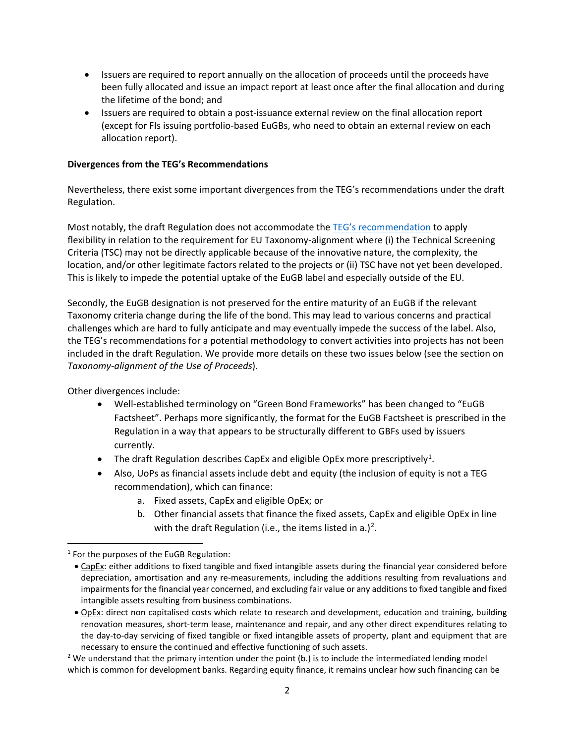- Issuers are required to report annually on the allocation of proceeds until the proceeds have been fully allocated and issue an impact report at least once after the final allocation and during the lifetime of the bond; and
- Issuers are required to obtain a post-issuance external review on the final allocation report (except for FIs issuing portfolio-based EuGBs, who need to obtain an external review on each allocation report).

**Divergences from the TEG's Recommendations**

Nevertheless, there exist some important divergences from the TEG's recommendations under the draft Regulation.

Most notably, the draft Regulation does not accommodate the TEG's recommendation to apply flexibility in relation to the requirement for EU Taxonomy-alignment where (i) the Technical Screening Criteria (TSC) may not be directly applicable because of the innovative nature, the complexity, the location, and/or other legitimate factors related to the projects or (ii) TSC have not yet been developed. This is likely to impede the potential uptake of the EuGB label and especially outside of the EU.

Secondly, the EuGB designation is not preserved for the entire maturity of an EuGB if the relevant Taxonomy criteria change during the life of the bond. This may lead to various concerns and practical challenges which are hard to fully anticipate and may eventually impede the success of the label. Also, the TEG's recommendations for a potential methodology to convert activities into projects has not been included in the draft Regulation. We provide more details on these two issues below (see the section on *Taxonomy-alignment of the Use of Proceeds*).

Other divergences include:

- Well-established terminology on "Green Bond Frameworks" has been changed to "EuGB Factsheet". Perhaps more significantly, the format for the EuGB Factsheet is prescribed in the Regulation in a way that appears to be structurally different to GBFs used by issuers currently.
- The draft Regulation describes CapEx and eligible OpEx more prescriptively[1].
- Also, UoPs as financial assets include debt and equity (the inclusion of equity is not a TEG recommendation), which can finance:
    a. Fixed assets, CapEx and eligible OpEx; or
    b. Other financial assets that finance the fixed assets, CapEx and eligible OpEx in line with the draft Regulation (i.e., the items listed in a.)[2].

---

[1] For the purposes of the EuGB Regulation:

- CapEx: either additions to fixed tangible and fixed intangible assets during the financial year considered before depreciation, amortisation and any re-measurements, including the additions resulting from revaluations and impairments for the financial year concerned, and excluding fair value or any additions to fixed tangible and fixed intangible assets resulting from business combinations.
- OpEx: direct non capitalised costs which relate to research and development, education and training, building renovation measures, short-term lease, maintenance and repair, and any other direct expenditures relating to the day-to-day servicing of fixed tangible or fixed intangible assets of property, plant and equipment that are necessary to ensure the continued and effective functioning of such assets.

[2] We understand that the primary intention under the point (b.) is to include the intermediated lending model which is common for development banks. Regarding equity finance, it remains unclear how such financing can be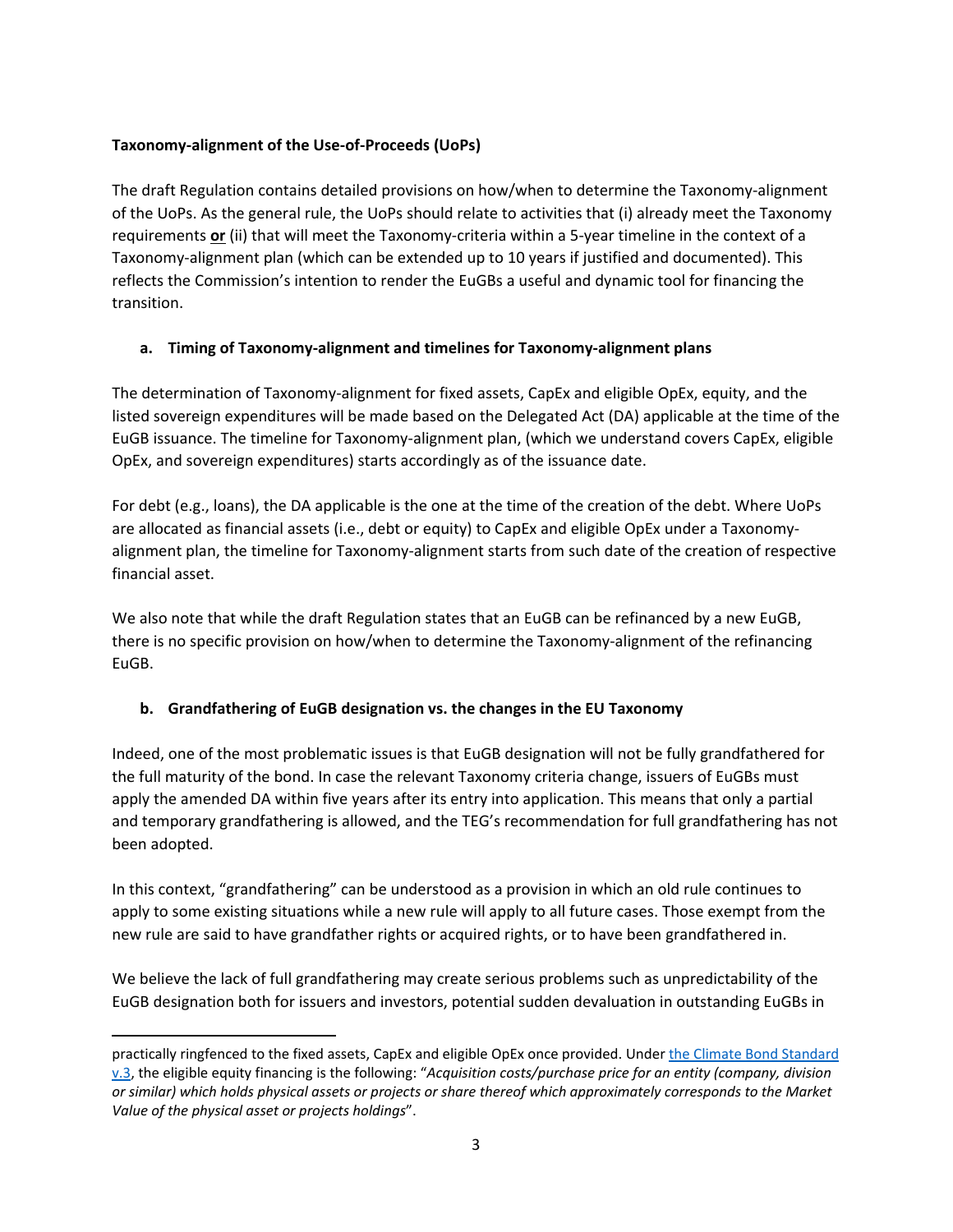**Taxonomy-alignment of the Use-of-Proceeds (UoPs)**

The draft Regulation contains detailed provisions on how/when to determine the Taxonomy-alignment of the UoPs. As the general rule, the UoPs should relate to activities that (i) already meet the Taxonomy requirements **or** (ii) that will meet the Taxonomy-criteria within a 5-year timeline in the context of a Taxonomy-alignment plan (which can be extended up to 10 years if justified and documented). This reflects the Commission's intention to render the EuGBs a useful and dynamic tool for financing the transition.

**a. Timing of Taxonomy-alignment and timelines for Taxonomy-alignment plans**

The determination of Taxonomy-alignment for fixed assets, CapEx and eligible OpEx, equity, and the listed sovereign expenditures will be made based on the Delegated Act (DA) applicable at the time of the EuGB issuance. The timeline for Taxonomy-alignment plan, (which we understand covers CapEx, eligible OpEx, and sovereign expenditures) starts accordingly as of the issuance date.

For debt (e.g., loans), the DA applicable is the one at the time of the creation of the debt. Where UoPs are allocated as financial assets (i.e., debt or equity) to CapEx and eligible OpEx under a Taxonomy-alignment plan, the timeline for Taxonomy-alignment starts from such date of the creation of respective financial asset.

We also note that while the draft Regulation states that an EuGB can be refinanced by a new EuGB, there is no specific provision on how/when to determine the Taxonomy-alignment of the refinancing EuGB.

**b. Grandfathering of EuGB designation vs. the changes in the EU Taxonomy**

Indeed, one of the most problematic issues is that EuGB designation will not be fully grandfathered for the full maturity of the bond. In case the relevant Taxonomy criteria change, issuers of EuGBs must apply the amended DA within five years after its entry into application. This means that only a partial and temporary grandfathering is allowed, and the TEG's recommendation for full grandfathering has not been adopted.

In this context, "grandfathering" can be understood as a provision in which an old rule continues to apply to some existing situations while a new rule will apply to all future cases. Those exempt from the new rule are said to have grandfather rights or acquired rights, or to have been grandfathered in.

We believe the lack of full grandfathering may create serious problems such as unpredictability of the EuGB designation both for issuers and investors, potential sudden devaluation in outstanding EuGBs in

---

practically ringfenced to the fixed assets, CapEx and eligible OpEx once provided. Under the Climate Bond Standard v.3, the eligible equity financing is the following: "*Acquisition costs/purchase price for an entity (company, division or similar) which holds physical assets or projects or share thereof which approximately corresponds to the Market Value of the physical asset or projects holdings*".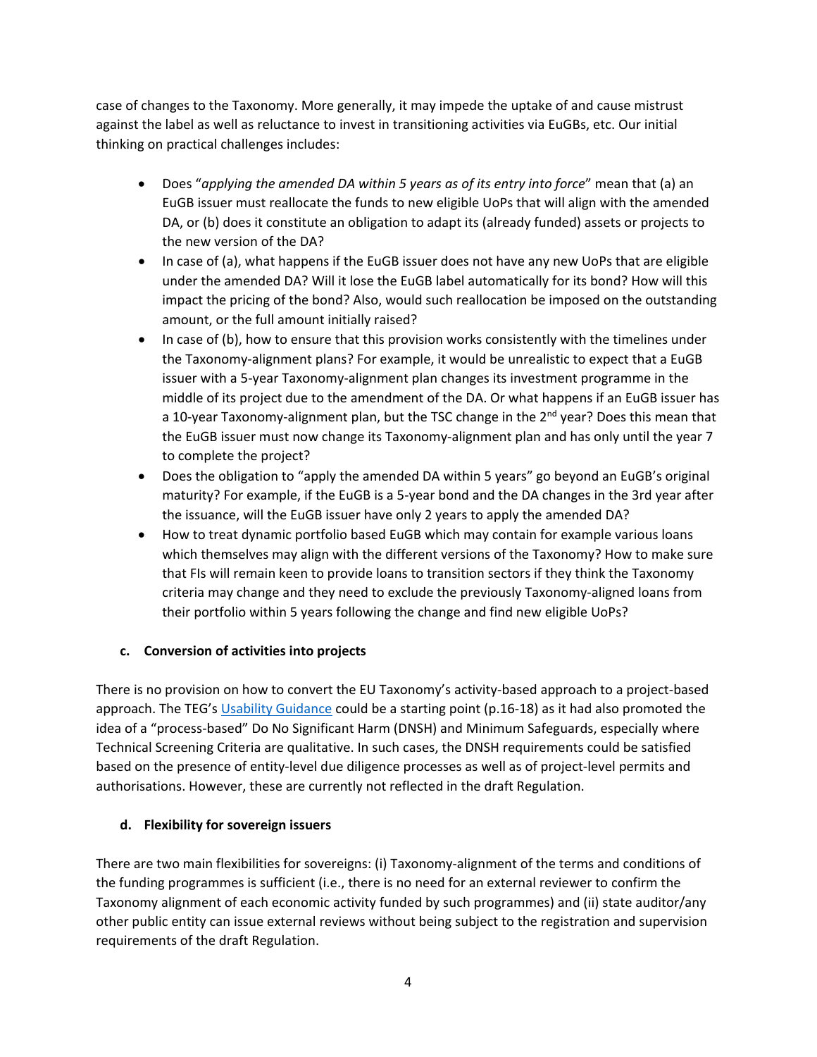case of changes to the Taxonomy. More generally, it may impede the uptake of and cause mistrust against the label as well as reluctance to invest in transitioning activities via EuGBs, etc. Our initial thinking on practical challenges includes:

- Does "*applying the amended DA within 5 years as of its entry into force*" mean that (a) an EuGB issuer must reallocate the funds to new eligible UoPs that will align with the amended DA, or (b) does it constitute an obligation to adapt its (already funded) assets or projects to the new version of the DA?
- In case of (a), what happens if the EuGB issuer does not have any new UoPs that are eligible under the amended DA? Will it lose the EuGB label automatically for its bond? How will this impact the pricing of the bond? Also, would such reallocation be imposed on the outstanding amount, or the full amount initially raised?
- In case of (b), how to ensure that this provision works consistently with the timelines under the Taxonomy-alignment plans? For example, it would be unrealistic to expect that a EuGB issuer with a 5-year Taxonomy-alignment plan changes its investment programme in the middle of its project due to the amendment of the DA. Or what happens if an EuGB issuer has a 10-year Taxonomy-alignment plan, but the TSC change in the 2nd year? Does this mean that the EuGB issuer must now change its Taxonomy-alignment plan and has only until the year 7 to complete the project?
- Does the obligation to "apply the amended DA within 5 years" go beyond an EuGB's original maturity? For example, if the EuGB is a 5-year bond and the DA changes in the 3rd year after the issuance, will the EuGB issuer have only 2 years to apply the amended DA?
- How to treat dynamic portfolio based EuGB which may contain for example various loans which themselves may align with the different versions of the Taxonomy? How to make sure that FIs will remain keen to provide loans to transition sectors if they think the Taxonomy criteria may change and they need to exclude the previously Taxonomy-aligned loans from their portfolio within 5 years following the change and find new eligible UoPs?

### c. Conversion of activities into projects

There is no provision on how to convert the EU Taxonomy's activity-based approach to a project-based approach. The TEG's Usability Guidance could be a starting point (p.16-18) as it had also promoted the idea of a "process-based" Do No Significant Harm (DNSH) and Minimum Safeguards, especially where Technical Screening Criteria are qualitative. In such cases, the DNSH requirements could be satisfied based on the presence of entity-level due diligence processes as well as of project-level permits and authorisations. However, these are currently not reflected in the draft Regulation.

### d. Flexibility for sovereign issuers

There are two main flexibilities for sovereigns: (i) Taxonomy-alignment of the terms and conditions of the funding programmes is sufficient (i.e., there is no need for an external reviewer to confirm the Taxonomy alignment of each economic activity funded by such programmes) and (ii) state auditor/any other public entity can issue external reviews without being subject to the registration and supervision requirements of the draft Regulation.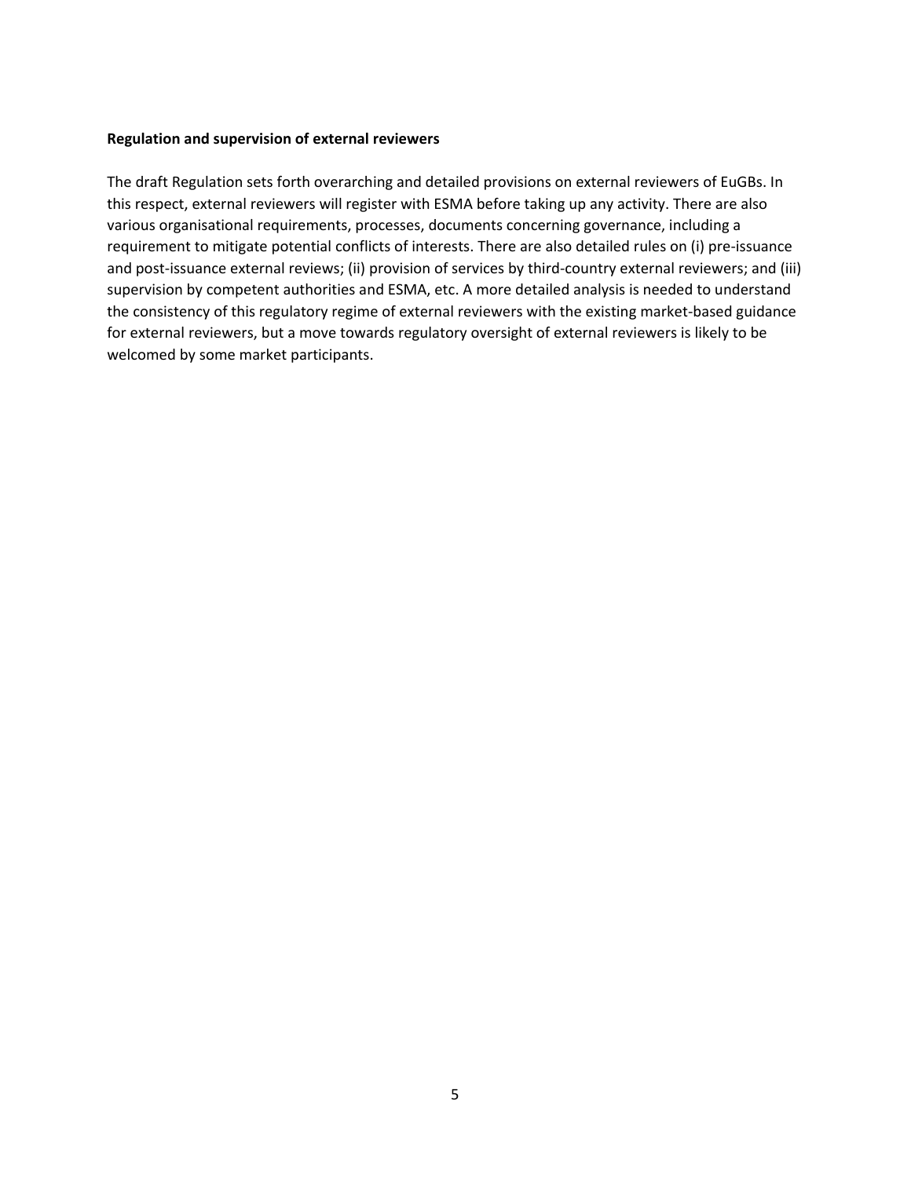**Regulation and supervision of external reviewers**

The draft Regulation sets forth overarching and detailed provisions on external reviewers of EuGBs. In this respect, external reviewers will register with ESMA before taking up any activity. There are also various organisational requirements, processes, documents concerning governance, including a requirement to mitigate potential conflicts of interests. There are also detailed rules on (i) pre-issuance and post-issuance external reviews; (ii) provision of services by third-country external reviewers; and (iii) supervision by competent authorities and ESMA, etc. A more detailed analysis is needed to understand the consistency of this regulatory regime of external reviewers with the existing market-based guidance for external reviewers, but a move towards regulatory oversight of external reviewers is likely to be welcomed by some market participants.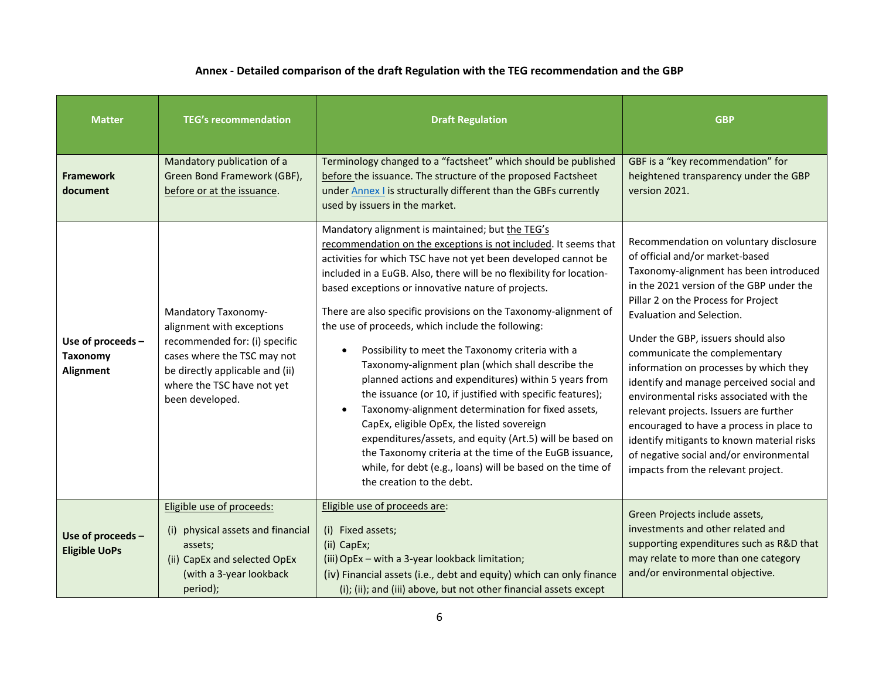### Annex - Detailed comparison of the draft Regulation with the TEG recommendation and the GBP

| Matter | TEG's recommendation | Draft Regulation | GBP |
|---|---|---|---|
| **Framework document** | Mandatory publication of a Green Bond Framework (GBF), before or at the issuance. | Terminology changed to a "factsheet" which should be published before the issuance. The structure of the proposed Factsheet under Annex I is structurally different than the GBFs currently used by issuers in the market. | GBF is a "key recommendation" for heightened transparency under the GBP version 2021. |
| **Use of proceeds – Taxonomy Alignment** | Mandatory Taxonomy-alignment with exceptions recommended for: (i) specific cases where the TSC may not be directly applicable and (ii) where the TSC have not yet been developed. | Mandatory alignment is maintained; but the TEG's recommendation on the exceptions is not included. It seems that activities for which TSC have not yet been developed cannot be included in a EuGB. Also, there will be no flexibility for location-based exceptions or innovative nature of projects.<br><br>There are also specific provisions on the Taxonomy-alignment of the use of proceeds, which include the following:<br>• Possibility to meet the Taxonomy criteria with a Taxonomy-alignment plan (which shall describe the planned actions and expenditures) within 5 years from the issuance (or 10, if justified with specific features);<br>• Taxonomy-alignment determination for fixed assets, CapEx, eligible OpEx, the listed sovereign expenditures/assets, and equity (Art.5) will be based on the Taxonomy criteria at the time of the EuGB issuance, while, for debt (e.g., loans) will be based on the time of the creation to the debt. | Recommendation on voluntary disclosure of official and/or market-based Taxonomy-alignment has been introduced in the 2021 version of the GBP under the Pillar 2 on the Process for Project Evaluation and Selection.<br><br>Under the GBP, issuers should also communicate the complementary information on processes by which they identify and manage perceived social and environmental risks associated with the relevant projects. Issuers are further encouraged to have a process in place to identify mitigants to known material risks of negative social and/or environmental impacts from the relevant project. |
| **Use of proceeds – Eligible UoPs** | Eligible use of proceeds:<br>(i) physical assets and financial assets;<br>(ii) CapEx and selected OpEx (with a 3-year lookback period); | Eligible use of proceeds are:<br>(i) Fixed assets;<br>(ii) CapEx;<br>(iii) OpEx – with a 3-year lookback limitation;<br>(iv) Financial assets (i.e., debt and equity) which can only finance (i); (ii); and (iii) above, but not other financial assets except | Green Projects include assets, investments and other related and supporting expenditures such as R&D that may relate to more than one category and/or environmental objective. |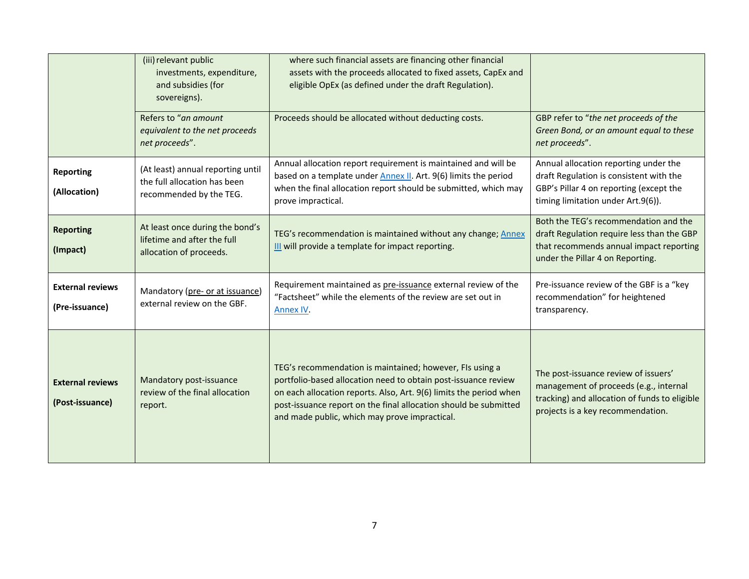| | | | |
|---|---|---|---|
| | (iii) relevant public investments, expenditure, and subsidies (for sovereigns). | where such financial assets are financing other financial assets with the proceeds allocated to fixed assets, CapEx and eligible OpEx (as defined under the draft Regulation). | |
| | Refers to "*an amount equivalent to the net proceeds net proceeds*". | Proceeds should be allocated without deducting costs. | GBP refer to "*the net proceeds of the Green Bond, or an amount equal to these net proceeds*". |
| **Reporting** **(Allocation)** | (At least) annual reporting until the full allocation has been recommended by the TEG. | Annual allocation report requirement is maintained and will be based on a template under Annex II. Art. 9(6) limits the period when the final allocation report should be submitted, which may prove impractical. | Annual allocation reporting under the draft Regulation is consistent with the GBP's Pillar 4 on reporting (except the timing limitation under Art.9(6)). |
| **Reporting** **(Impact)** | At least once during the bond's lifetime and after the full allocation of proceeds. | TEG's recommendation is maintained without any change; Annex III will provide a template for impact reporting. | Both the TEG's recommendation and the draft Regulation require less than the GBP that recommends annual impact reporting under the Pillar 4 on Reporting. |
| **External reviews** **(Pre-issuance)** | Mandatory (pre- or at issuance) external review on the GBF. | Requirement maintained as pre-issuance external review of the "Factsheet" while the elements of the review are set out in Annex IV. | Pre-issuance review of the GBF is a "key recommendation" for heightened transparency. |
| **External reviews** **(Post-issuance)** | Mandatory post-issuance review of the final allocation report. | TEG's recommendation is maintained; however, FIs using a portfolio-based allocation need to obtain post-issuance review on each allocation reports. Also, Art. 9(6) limits the period when post-issuance report on the final allocation should be submitted and made public, which may prove impractical. | The post-issuance review of issuers' management of proceeds (e.g., internal tracking) and allocation of funds to eligible projects is a key recommendation. |